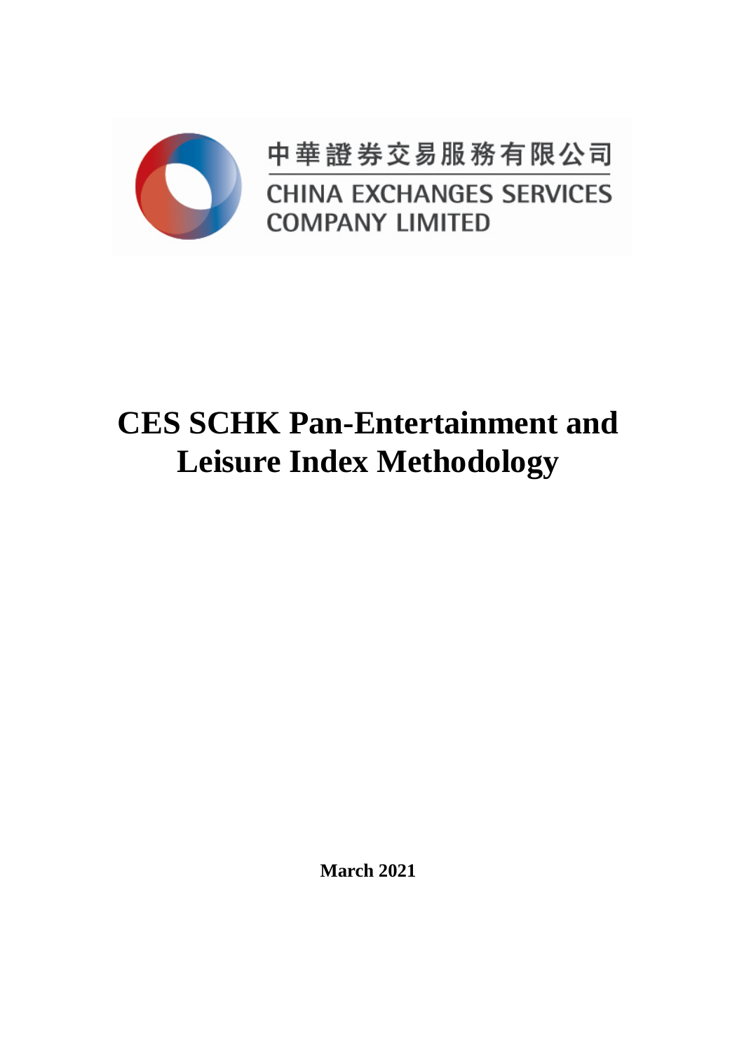中華證券交易服務有限公司

CHINA EXCHANGES SERVICES COMPANY LIMITED

# CES SCHK Pan-Entertainment and Leisure Index Methodology

**March 2021**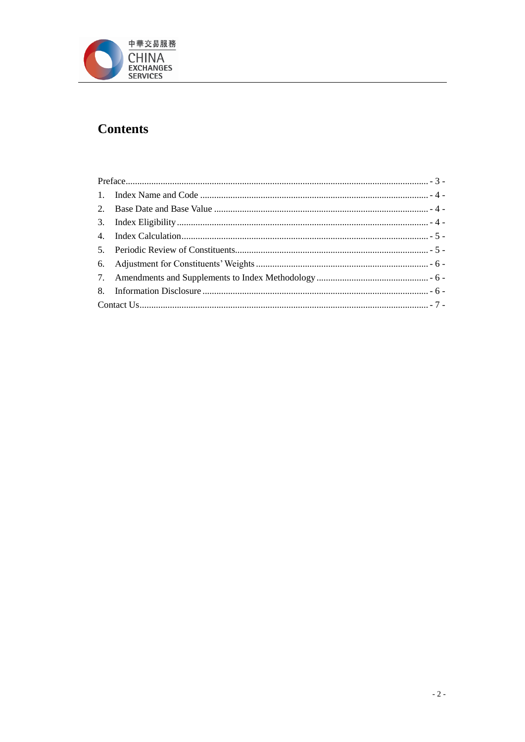# Contents

Preface................................................................................................................................ - 3 -

1. Index Name and Code ................................................................................................ - 4 -
2. Base Date and Base Value .......................................................................................... - 4 -
3. Index Eligibility.......................................................................................................... - 4 -
4. Index Calculation........................................................................................................ - 5 -
5. Periodic Review of Constituents.................................................................................. - 5 -
6. Adjustment for Constituents' Weights ......................................................................... - 6 -
7. Amendments and Supplements to Index Methodology ............................................... - 6 -
8. Information Disclosure ............................................................................................... - 6 -

Contact Us.......................................................................................................................... - 7 -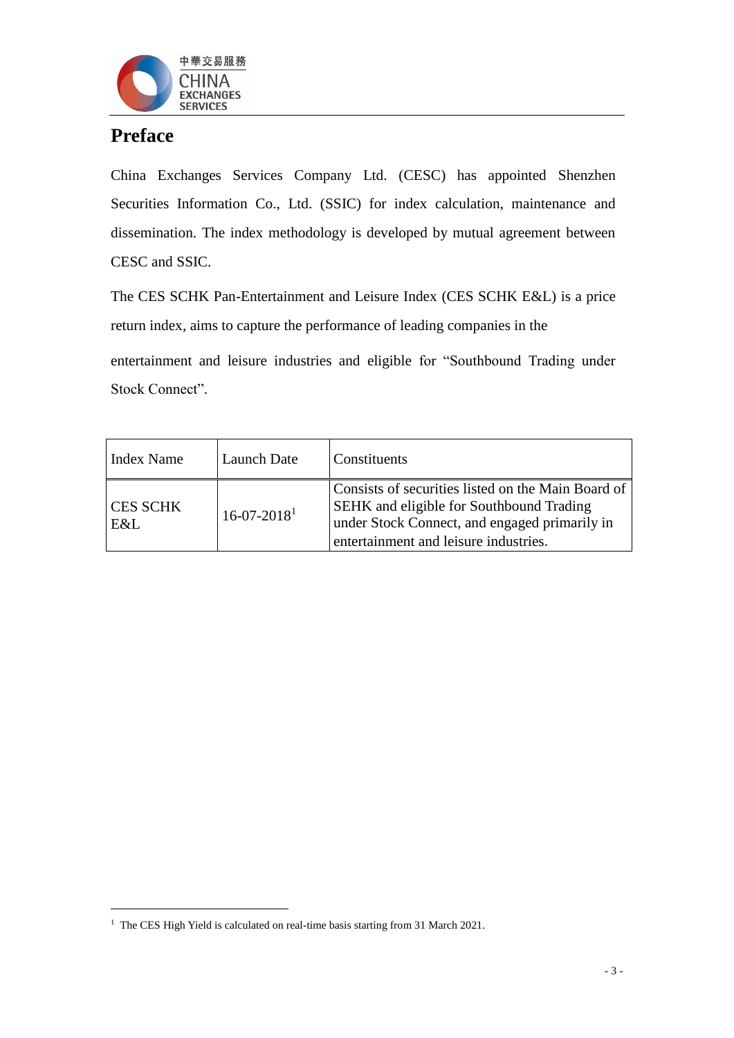# Preface

China Exchanges Services Company Ltd. (CESC) has appointed Shenzhen Securities Information Co., Ltd. (SSIC) for index calculation, maintenance and dissemination. The index methodology is developed by mutual agreement between CESC and SSIC.

The CES SCHK Pan-Entertainment and Leisure Index (CES SCHK E&L) is a price return index, aims to capture the performance of leading companies in the entertainment and leisure industries and eligible for "Southbound Trading under Stock Connect".

| Index Name | Launch Date | Constituents |
|---|---|---|
| CES SCHK E&L | 16-07-2018[1] | Consists of securities listed on the Main Board of SEHK and eligible for Southbound Trading under Stock Connect, and engaged primarily in entertainment and leisure industries. |

[1] The CES High Yield is calculated on real-time basis starting from 31 March 2021.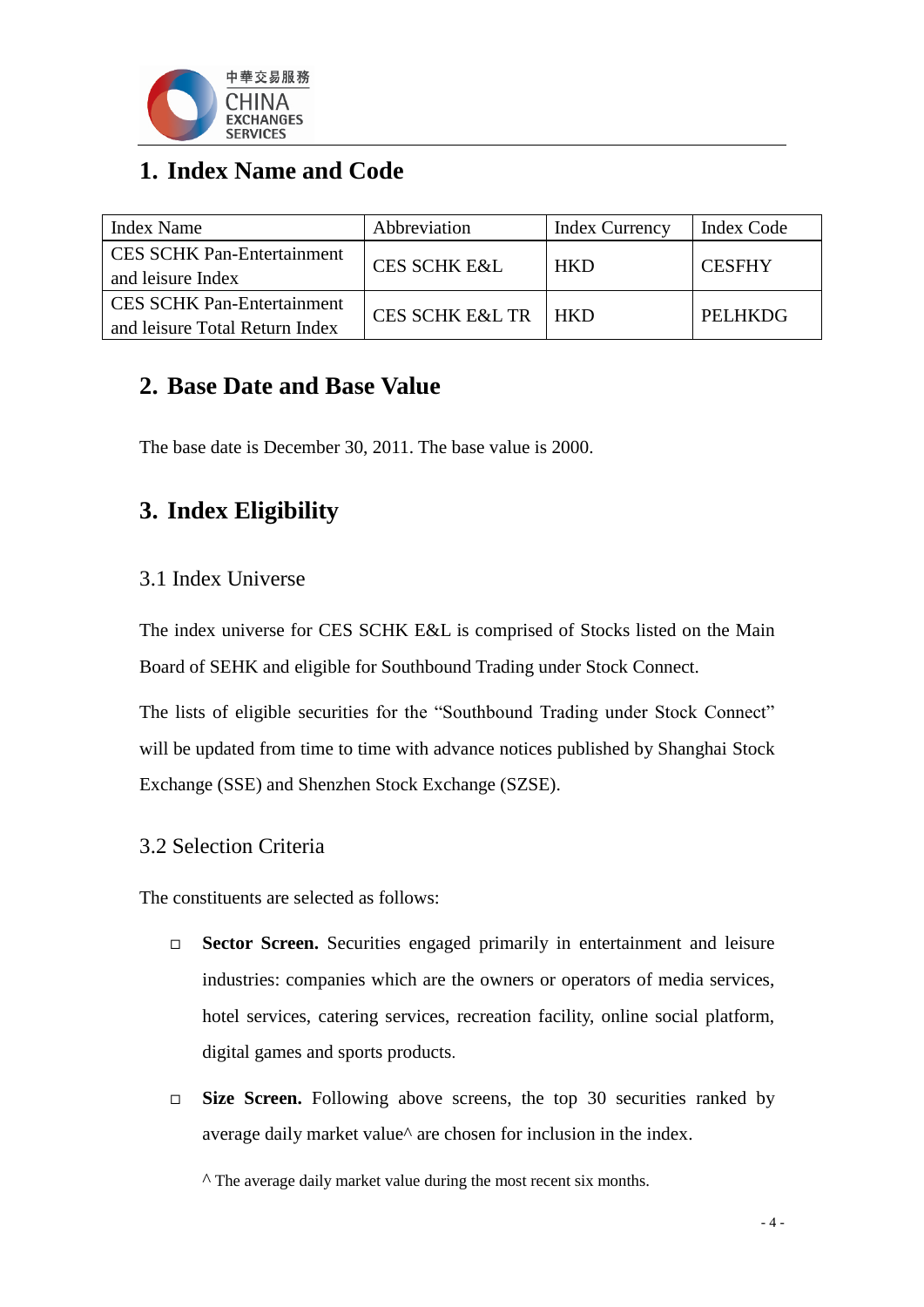# 1. Index Name and Code

| Index Name | Abbreviation | Index Currency | Index Code |
|---|---|---|---|
| CES SCHK Pan-Entertainment and leisure Index | CES SCHK E&L | HKD | CESFHY |
| CES SCHK Pan-Entertainment and leisure Total Return Index | CES SCHK E&L TR | HKD | PELHKDG |

# 2. Base Date and Base Value

The base date is December 30, 2011. The base value is 2000.

# 3. Index Eligibility

## 3.1 Index Universe

The index universe for CES SCHK E&L is comprised of Stocks listed on the Main Board of SEHK and eligible for Southbound Trading under Stock Connect.

The lists of eligible securities for the "Southbound Trading under Stock Connect" will be updated from time to time with advance notices published by Shanghai Stock Exchange (SSE) and Shenzhen Stock Exchange (SZSE).

## 3.2 Selection Criteria

The constituents are selected as follows:

- **Sector Screen.** Securities engaged primarily in entertainment and leisure industries: companies which are the owners or operators of media services, hotel services, catering services, recreation facility, online social platform, digital games and sports products.
- **Size Screen.** Following above screens, the top 30 securities ranked by average daily market value^ are chosen for inclusion in the index.

  ^ The average daily market value during the most recent six months.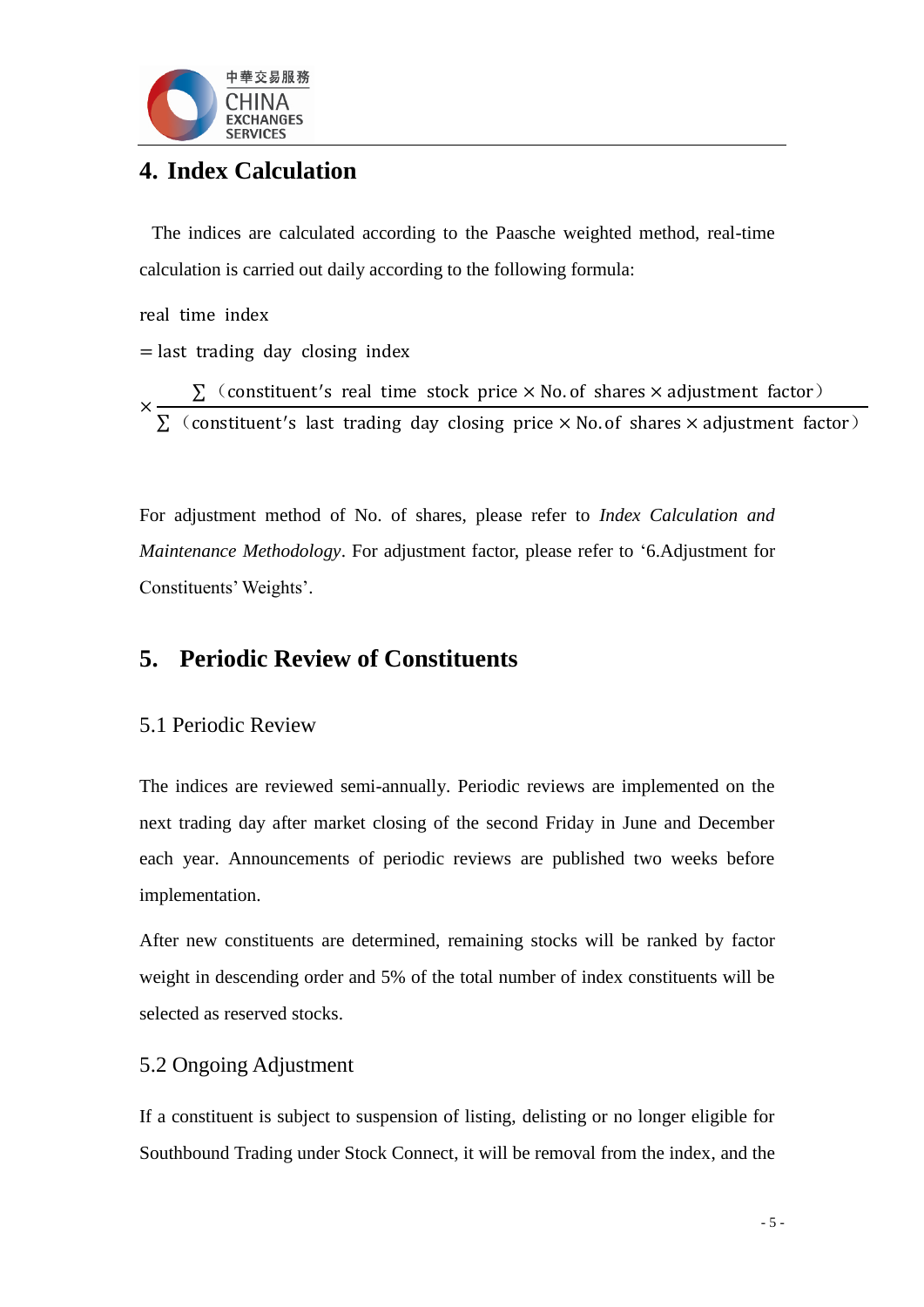## 4. Index Calculation

The indices are calculated according to the Paasche weighted method, real-time calculation is carried out daily according to the following formula:

$$\text{real time index} = \text{last trading day closing index} \times \frac{\sum(\text{constituent's real time stock price} \times \text{No. of shares} \times \text{adjustment factor})}{\sum(\text{constituent's last trading day closing price} \times \text{No. of shares} \times \text{adjustment factor})}$$

For adjustment method of No. of shares, please refer to *Index Calculation and Maintenance Methodology*. For adjustment factor, please refer to '6.Adjustment for Constituents' Weights'.

## 5. Periodic Review of Constituents

### 5.1 Periodic Review

The indices are reviewed semi-annually. Periodic reviews are implemented on the next trading day after market closing of the second Friday in June and December each year. Announcements of periodic reviews are published two weeks before implementation.

After new constituents are determined, remaining stocks will be ranked by factor weight in descending order and 5% of the total number of index constituents will be selected as reserved stocks.

### 5.2 Ongoing Adjustment

If a constituent is subject to suspension of listing, delisting or no longer eligible for Southbound Trading under Stock Connect, it will be removal from the index, and the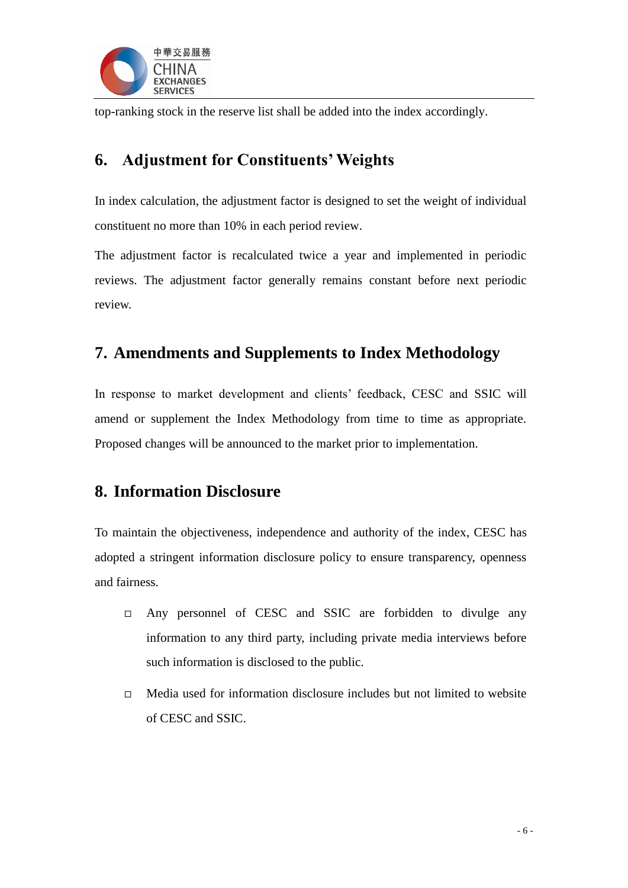top-ranking stock in the reserve list shall be added into the index accordingly.

## 6. Adjustment for Constituents' Weights

In index calculation, the adjustment factor is designed to set the weight of individual constituent no more than 10% in each period review.

The adjustment factor is recalculated twice a year and implemented in periodic reviews. The adjustment factor generally remains constant before next periodic review.

## 7. Amendments and Supplements to Index Methodology

In response to market development and clients' feedback, CESC and SSIC will amend or supplement the Index Methodology from time to time as appropriate. Proposed changes will be announced to the market prior to implementation.

## 8. Information Disclosure

To maintain the objectiveness, independence and authority of the index, CESC has adopted a stringent information disclosure policy to ensure transparency, openness and fairness.

- Any personnel of CESC and SSIC are forbidden to divulge any information to any third party, including private media interviews before such information is disclosed to the public.
- Media used for information disclosure includes but not limited to website of CESC and SSIC.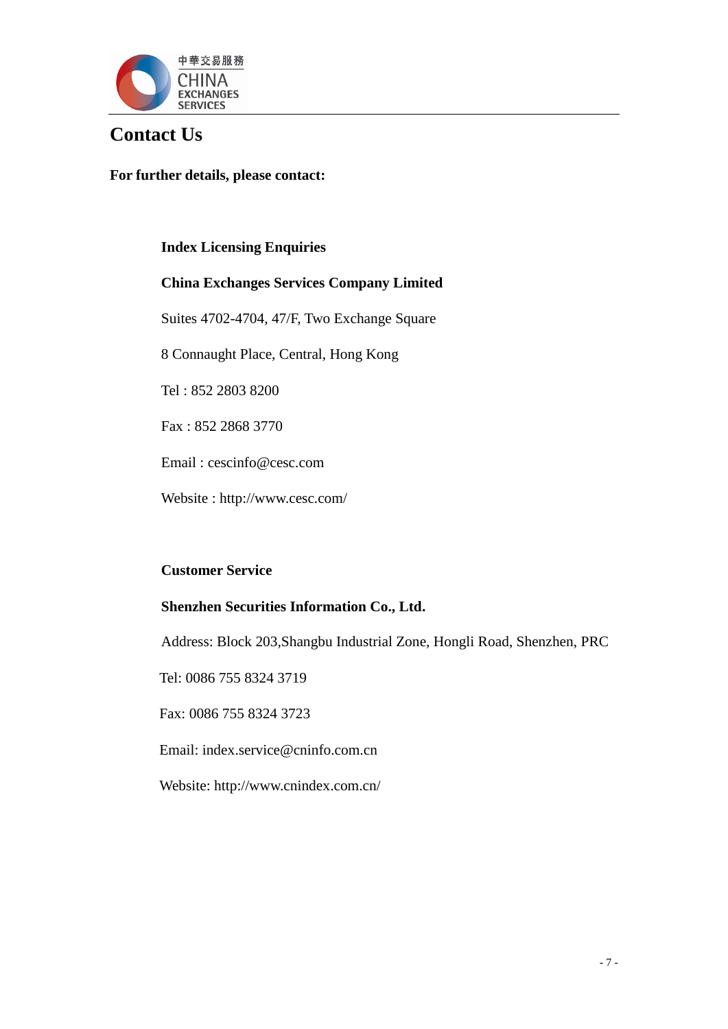## Contact Us

**For further details, please contact:**

**Index Licensing Enquiries**

**China Exchanges Services Company Limited**

Suites 4702-4704, 47/F, Two Exchange Square

8 Connaught Place, Central, Hong Kong

Tel : 852 2803 8200

Fax : 852 2868 3770

Email : cescinfo@cesc.com

Website : http://www.cesc.com/

**Customer Service**

**Shenzhen Securities Information Co., Ltd.**

Address: Block 203,Shangbu Industrial Zone, Hongli Road, Shenzhen, PRC

Tel: 0086 755 8324 3719

Fax: 0086 755 8324 3723

Email: index.service@cninfo.com.cn

Website: http://www.cnindex.com.cn/